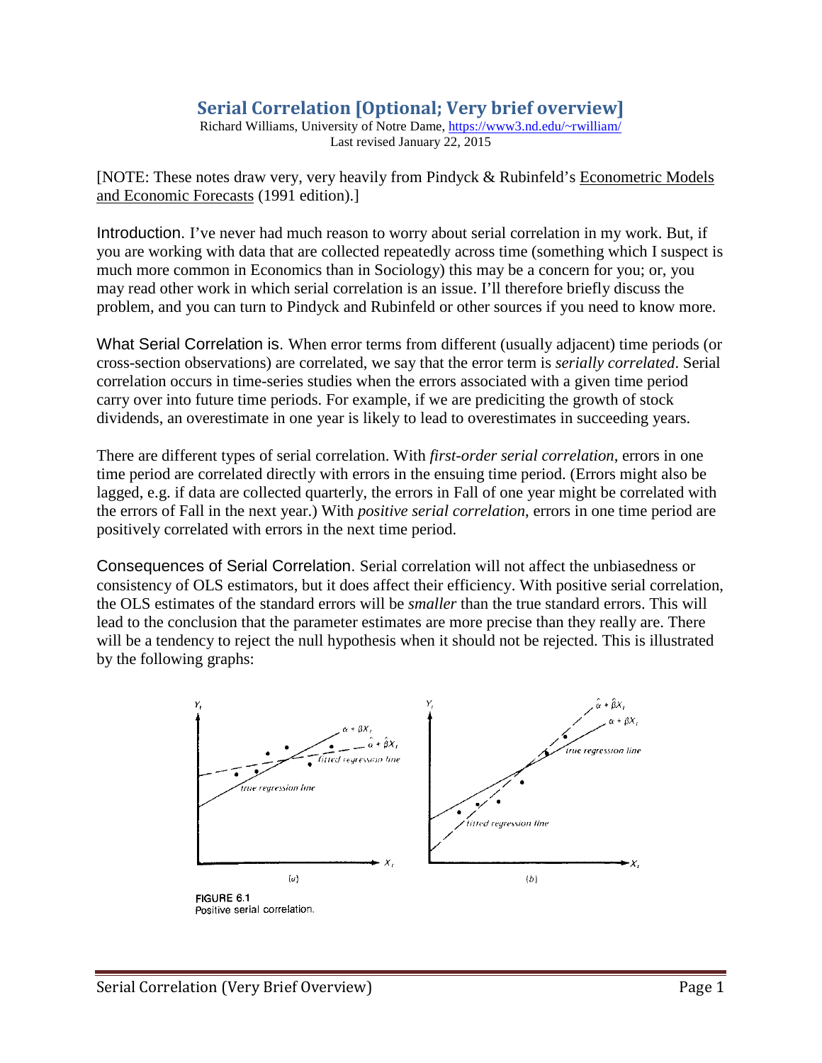# Serial Correlation [Optional; Very brief overview]

Richard Williams, University of Notre Dame, https://www3.nd.edu/~rwilliam/
Last revised January 22, 2015

[NOTE: These notes draw very, very heavily from Pindyck & Rubinfeld's Econometric Models and Economic Forecasts (1991 edition).]

Introduction. I've never had much reason to worry about serial correlation in my work. But, if you are working with data that are collected repeatedly across time (something which I suspect is much more common in Economics than in Sociology) this may be a concern for you; or, you may read other work in which serial correlation is an issue. I'll therefore briefly discuss the problem, and you can turn to Pindyck and Rubinfeld or other sources if you need to know more.

What Serial Correlation is. When error terms from different (usually adjacent) time periods (or cross-section observations) are correlated, we say that the error term is *serially correlated*. Serial correlation occurs in time-series studies when the errors associated with a given time period carry over into future time periods. For example, if we are prediciting the growth of stock dividends, an overestimate in one year is likely to lead to overestimates in succeeding years.

There are different types of serial correlation. With *first-order serial correlation*, errors in one time period are correlated directly with errors in the ensuing time period. (Errors might also be lagged, e.g. if data are collected quarterly, the errors in Fall of one year might be correlated with the errors of Fall in the next year.) With *positive serial correlation*, errors in one time period are positively correlated with errors in the next time period.

Consequences of Serial Correlation. Serial correlation will not affect the unbiasedness or consistency of OLS estimators, but it does affect their efficiency. With positive serial correlation, the OLS estimates of the standard errors will be *smaller* than the true standard errors. This will lead to the conclusion that the parameter estimates are more precise than they really are. There will be a tendency to reject the null hypothesis when it should not be rejected. This is illustrated by the following graphs:

$Y_t$

$\alpha + \beta X_t$

$\hat{\alpha} + \hat{\beta} X_t$

fitted regression line

true regression line

$X_t$

(a)

$Y_t$

$\hat{\alpha} + \hat{\beta} X_t$

$\alpha + \beta X_t$

true regression line

fitted regression line

$X_t$

(b)

FIGURE 6.1
Positive serial correlation.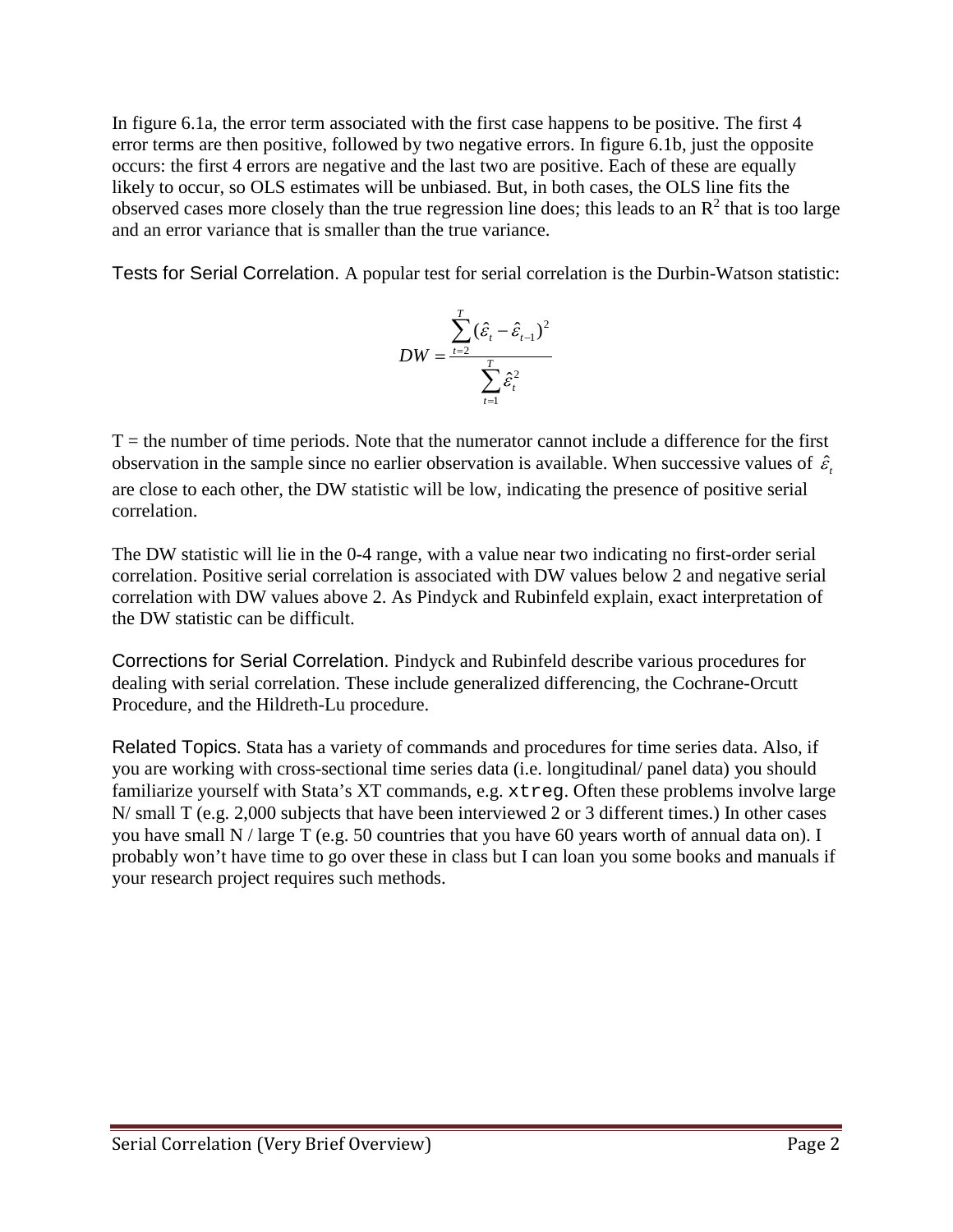In figure 6.1a, the error term associated with the first case happens to be positive. The first 4 error terms are then positive, followed by two negative errors. In figure 6.1b, just the opposite occurs: the first 4 errors are negative and the last two are positive. Each of these are equally likely to occur, so OLS estimates will be unbiased. But, in both cases, the OLS line fits the observed cases more closely than the true regression line does; this leads to an $R^2$ that is too large and an error variance that is smaller than the true variance.

Tests for Serial Correlation. A popular test for serial correlation is the Durbin-Watson statistic:

$$DW = \frac{\sum_{t=2}^{T}(\hat{\varepsilon}_t - \hat{\varepsilon}_{t-1})^2}{\sum_{t=1}^{T}\hat{\varepsilon}_t^2}$$

T = the number of time periods. Note that the numerator cannot include a difference for the first observation in the sample since no earlier observation is available. When successive values of $\hat{\varepsilon}_t$ are close to each other, the DW statistic will be low, indicating the presence of positive serial correlation.

The DW statistic will lie in the 0-4 range, with a value near two indicating no first-order serial correlation. Positive serial correlation is associated with DW values below 2 and negative serial correlation with DW values above 2. As Pindyck and Rubinfeld explain, exact interpretation of the DW statistic can be difficult.

Corrections for Serial Correlation. Pindyck and Rubinfeld describe various procedures for dealing with serial correlation. These include generalized differencing, the Cochrane-Orcutt Procedure, and the Hildreth-Lu procedure.

Related Topics. Stata has a variety of commands and procedures for time series data. Also, if you are working with cross-sectional time series data (i.e. longitudinal/ panel data) you should familiarize yourself with Stata's XT commands, e.g. `xtreg`. Often these problems involve large N/ small T (e.g. 2,000 subjects that have been interviewed 2 or 3 different times.) In other cases you have small N / large T (e.g. 50 countries that you have 60 years worth of annual data on). I probably won't have time to go over these in class but I can loan you some books and manuals if your research project requires such methods.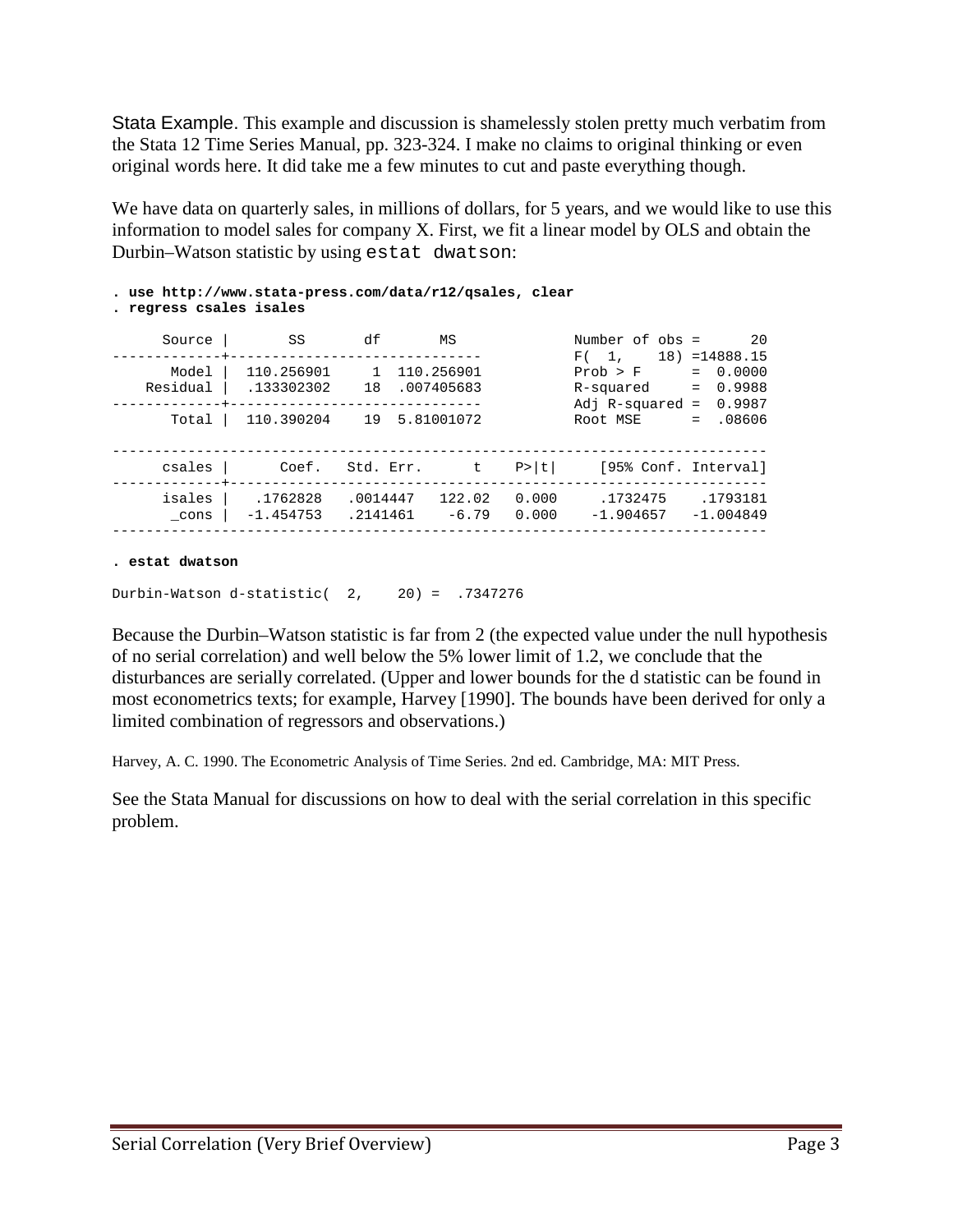Stata Example. This example and discussion is shamelessly stolen pretty much verbatim from the Stata 12 Time Series Manual, pp. 323-324. I make no claims to original thinking or even original words here. It did take me a few minutes to cut and paste everything though.

We have data on quarterly sales, in millions of dollars, for 5 years, and we would like to use this information to model sales for company X. First, we fit a linear model by OLS and obtain the Durbin–Watson statistic by using `estat dwatson`:

```
. use http://www.stata-press.com/data/r12/qsales, clear
. regress csales isales

      Source |       SS       df       MS              Number of obs =      20
-------------+------------------------------           F(  1,    18) =14888.15
       Model |  110.256901     1  110.256901           Prob > F      =  0.0000
    Residual |  .133302302    18  .007405683           R-squared     =  0.9988
-------------+------------------------------           Adj R-squared =  0.9987
       Total |  110.390204    19  5.81001072           Root MSE      =  .08606

------------------------------------------------------------------------------
      csales |      Coef.   Std. Err.      t    P>|t|     [95% Conf. Interval]
-------------+----------------------------------------------------------------
      isales |   .1762828   .0014447   122.02   0.000     .1732475    .1793181
       _cons |  -1.454753   .2141461    -6.79   0.000    -1.904657   -1.004849
------------------------------------------------------------------------------

. estat dwatson

Durbin-Watson d-statistic(  2,    20) =  .7347276
```

Because the Durbin–Watson statistic is far from 2 (the expected value under the null hypothesis of no serial correlation) and well below the 5% lower limit of 1.2, we conclude that the disturbances are serially correlated. (Upper and lower bounds for the d statistic can be found in most econometrics texts; for example, Harvey [1990]. The bounds have been derived for only a limited combination of regressors and observations.)

Harvey, A. C. 1990. The Econometric Analysis of Time Series. 2nd ed. Cambridge, MA: MIT Press.

See the Stata Manual for discussions on how to deal with the serial correlation in this specific problem.